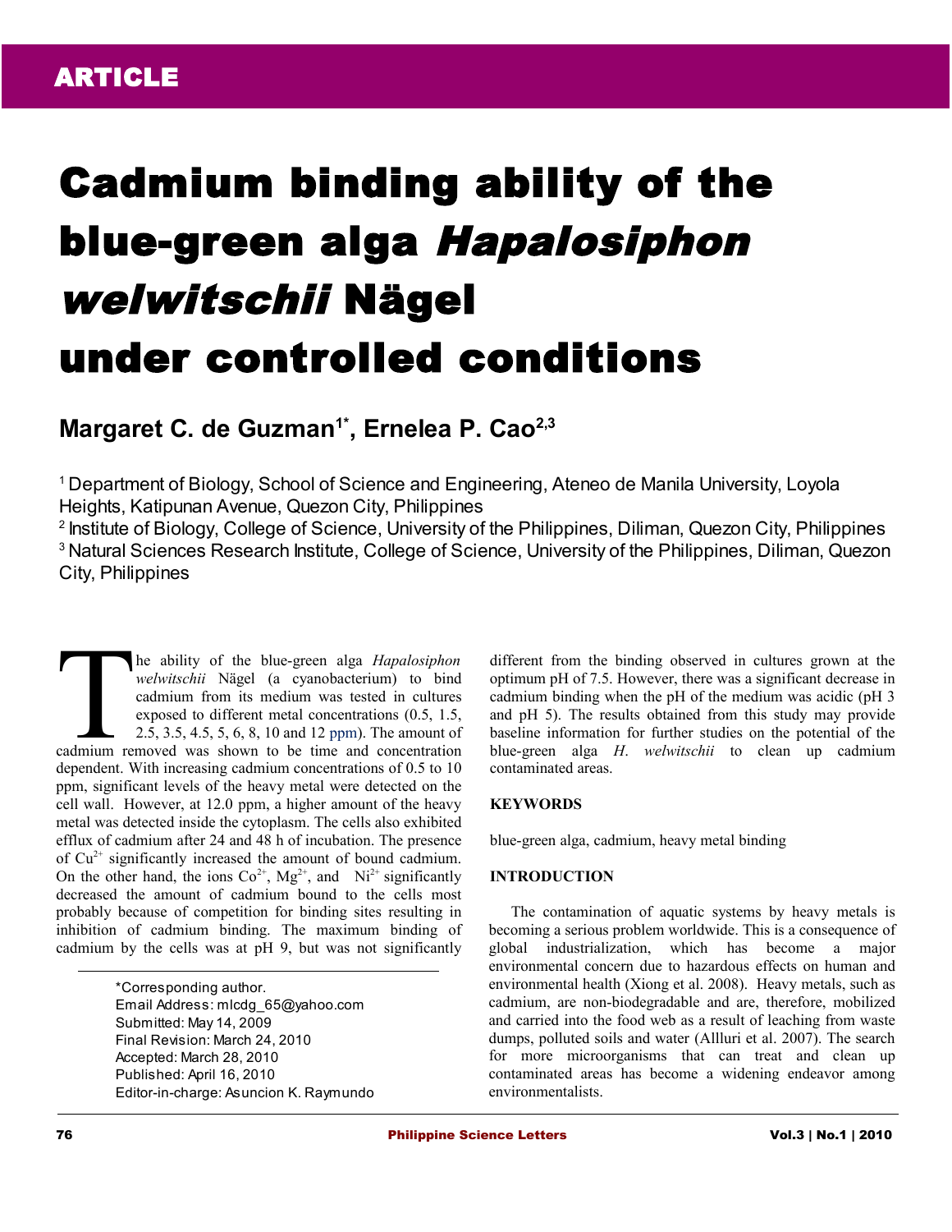ARTICLE

# Cadmium binding ability of the blue-green alga *Hapalosiphon welwitschii* Nägel under controlled conditions

**Margaret C. de Guzman[1*], Ernelea P. Cao[2,3]**

[1] Department of Biology, School of Science and Engineering, Ateneo de Manila University, Loyola Heights, Katipunan Avenue, Quezon City, Philippines
[2] Institute of Biology, College of Science, University of the Philippines, Diliman, Quezon City, Philippines
[3] Natural Sciences Research Institute, College of Science, University of the Philippines, Diliman, Quezon City, Philippines

The ability of the blue-green alga *Hapalosiphon welwitschii* Nägel (a cyanobacterium) to bind cadmium from its medium was tested in cultures exposed to different metal concentrations (0.5, 1.5, 2.5, 3.5, 4.5, 5, 6, 8, 10 and 12 ppm). The amount of cadmium removed was shown to be time and concentration dependent. With increasing cadmium concentrations of 0.5 to 10 ppm, significant levels of the heavy metal were detected on the cell wall. However, at 12.0 ppm, a higher amount of the heavy metal was detected inside the cytoplasm. The cells also exhibited efflux of cadmium after 24 and 48 h of incubation. The presence of $Cu^{2+}$ significantly increased the amount of bound cadmium. On the other hand, the ions $Co^{2+}$, $Mg^{2+}$, and $Ni^{2+}$ significantly decreased the amount of cadmium bound to the cells most probably because of competition for binding sites resulting in inhibition of cadmium binding. The maximum binding of cadmium by the cells was at pH 9, but was not significantly different from the binding observed in cultures grown at the optimum pH of 7.5. However, there was a significant decrease in cadmium binding when the pH of the medium was acidic (pH 3 and pH 5). The results obtained from this study may provide baseline information for further studies on the potential of the blue-green alga *H. welwitschii* to clean up cadmium contaminated areas.

*Corresponding author.
Email Address: mlcdg_65@yahoo.com
Submitted: May 14, 2009
Final Revision: March 24, 2010
Accepted: March 28, 2010
Published: April 16, 2010
Editor-in-charge: Asuncion K. Raymundo

## KEYWORDS

blue-green alga, cadmium, heavy metal binding

## INTRODUCTION

The contamination of aquatic systems by heavy metals is becoming a serious problem worldwide. This is a consequence of global industrialization, which has become a major environmental concern due to hazardous effects on human and environmental health (Xiong et al. 2008). Heavy metals, such as cadmium, are non-biodegradable and are, therefore, mobilized and carried into the food web as a result of leaching from waste dumps, polluted soils and water (Allluri et al. 2007). The search for more microorganisms that can treat and clean up contaminated areas has become a widening endeavor among environmentalists.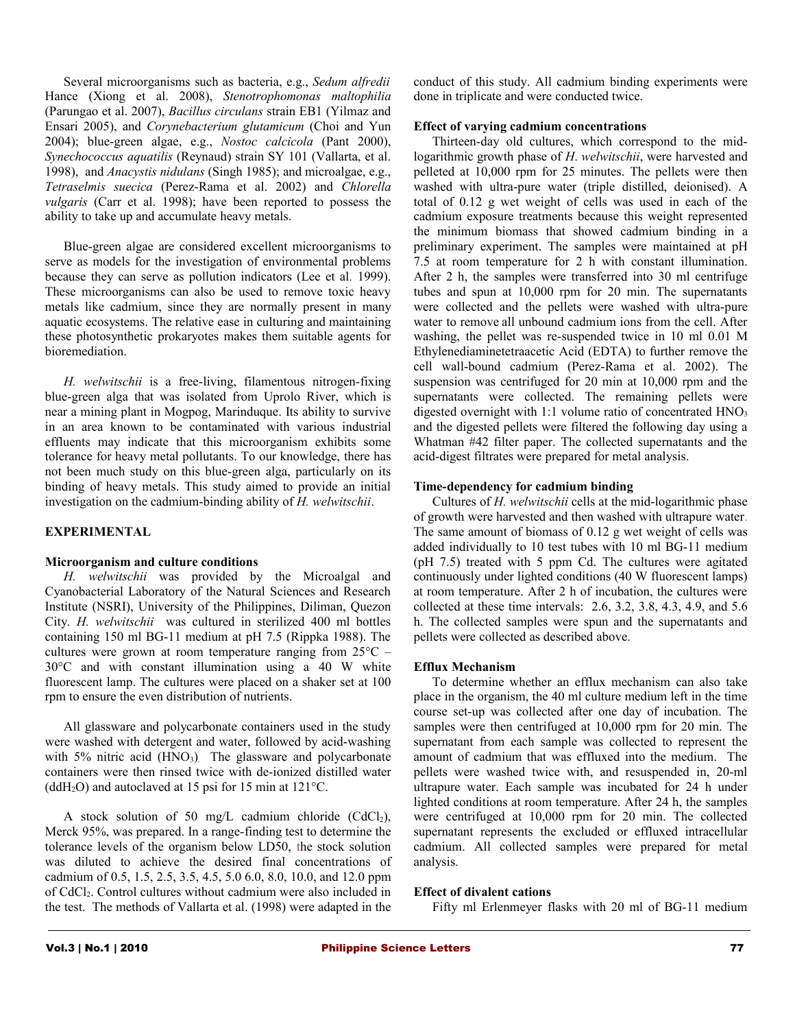Several microorganisms such as bacteria, e.g., *Sedum alfredii* Hance (Xiong et al. 2008), *Stenotrophomonas maltophilia* (Parungao et al. 2007), *Bacillus circulans* strain EB1 (Yilmaz and Ensari 2005), and *Corynebacterium glutamicum* (Choi and Yun 2004); blue-green algae, e.g., *Nostoc calcicola* (Pant 2000), *Synechococcus aquatilis* (Reynaud) strain SY 101 (Vallarta, et al. 1998), and *Anacystis nidulans* (Singh 1985); and microalgae, e.g., *Tetraselmis suecica* (Perez-Rama et al. 2002) and *Chlorella vulgaris* (Carr et al. 1998); have been reported to possess the ability to take up and accumulate heavy metals.

Blue-green algae are considered excellent microorganisms to serve as models for the investigation of environmental problems because they can serve as pollution indicators (Lee et al. 1999). These microorganisms can also be used to remove toxic heavy metals like cadmium, since they are normally present in many aquatic ecosystems. The relative ease in culturing and maintaining these photosynthetic prokaryotes makes them suitable agents for bioremediation.

*H. welwitschii* is a free-living, filamentous nitrogen-fixing blue-green alga that was isolated from Uprolo River, which is near a mining plant in Mogpog, Marinduque. Its ability to survive in an area known to be contaminated with various industrial effluents may indicate that this microorganism exhibits some tolerance for heavy metal pollutants. To our knowledge, there has not been much study on this blue-green alga, particularly on its binding of heavy metals. This study aimed to provide an initial investigation on the cadmium-binding ability of *H. welwitschii*.

## EXPERIMENTAL

### Microorganism and culture conditions

*H. welwitschii* was provided by the Microalgal and Cyanobacterial Laboratory of the Natural Sciences and Research Institute (NSRI), University of the Philippines, Diliman, Quezon City. *H. welwitschii* was cultured in sterilized 400 ml bottles containing 150 ml BG-11 medium at pH 7.5 (Rippka 1988). The cultures were grown at room temperature ranging from 25°C – 30°C and with constant illumination using a 40 W white fluorescent lamp. The cultures were placed on a shaker set at 100 rpm to ensure the even distribution of nutrients.

All glassware and polycarbonate containers used in the study were washed with detergent and water, followed by acid-washing with 5% nitric acid ($HNO_3$). The glassware and polycarbonate containers were then rinsed twice with de-ionized distilled water ($ddH_2O$) and autoclaved at 15 psi for 15 min at 121°C.

A stock solution of 50 mg/L cadmium chloride ($CdCl_2$), Merck 95%, was prepared. In a range-finding test to determine the tolerance levels of the organism below LD50, the stock solution was diluted to achieve the desired final concentrations of cadmium of 0.5, 1.5, 2.5, 3.5, 4.5, 5.0 6.0, 8.0, 10.0, and 12.0 ppm of $CdCl_2$. Control cultures without cadmium were also included in the test. The methods of Vallarta et al. (1998) were adapted in the conduct of this study. All cadmium binding experiments were done in triplicate and were conducted twice.

### Effect of varying cadmium concentrations

Thirteen-day old cultures, which correspond to the mid-logarithmic growth phase of *H. welwitschii*, were harvested and pelleted at 10,000 rpm for 25 minutes. The pellets were then washed with ultra-pure water (triple distilled, deionised). A total of 0.12 g wet weight of cells was used in each of the cadmium exposure treatments because this weight represented the minimum biomass that showed cadmium binding in a preliminary experiment. The samples were maintained at pH 7.5 at room temperature for 2 h with constant illumination. After 2 h, the samples were transferred into 30 ml centrifuge tubes and spun at 10,000 rpm for 20 min. The supernatants were collected and the pellets were washed with ultra-pure water to remove all unbound cadmium ions from the cell. After washing, the pellet was re-suspended twice in 10 ml 0.01 M Ethylenediaminetetraacetic Acid (EDTA) to further remove the cell wall-bound cadmium (Perez-Rama et al. 2002). The suspension was centrifuged for 20 min at 10,000 rpm and the supernatants were collected. The remaining pellets were digested overnight with 1:1 volume ratio of concentrated $HNO_3$ and the digested pellets were filtered the following day using a Whatman #42 filter paper. The collected supernatants and the acid-digest filtrates were prepared for metal analysis.

### Time-dependency for cadmium binding

Cultures of *H. welwitschii* cells at the mid-logarithmic phase of growth were harvested and then washed with ultrapure water. The same amount of biomass of 0.12 g wet weight of cells was added individually to 10 test tubes with 10 ml BG-11 medium (pH 7.5) treated with 5 ppm Cd. The cultures were agitated continuously under lighted conditions (40 W fluorescent lamps) at room temperature. After 2 h of incubation, the cultures were collected at these time intervals: 2.6, 3.2, 3.8, 4.3, 4.9, and 5.6 h. The collected samples were spun and the supernatants and pellets were collected as described above.

### Efflux Mechanism

To determine whether an efflux mechanism can also take place in the organism, the 40 ml culture medium left in the time course set-up was collected after one day of incubation. The samples were then centrifuged at 10,000 rpm for 20 min. The supernatant from each sample was collected to represent the amount of cadmium that was effluxed into the medium. The pellets were washed twice with, and resuspended in, 20-ml ultrapure water. Each sample was incubated for 24 h under lighted conditions at room temperature. After 24 h, the samples were centrifuged at 10,000 rpm for 20 min. The collected supernatant represents the excluded or effluxed intracellular cadmium. All collected samples were prepared for metal analysis.

### Effect of divalent cations

Fifty ml Erlenmeyer flasks with 20 ml of BG-11 medium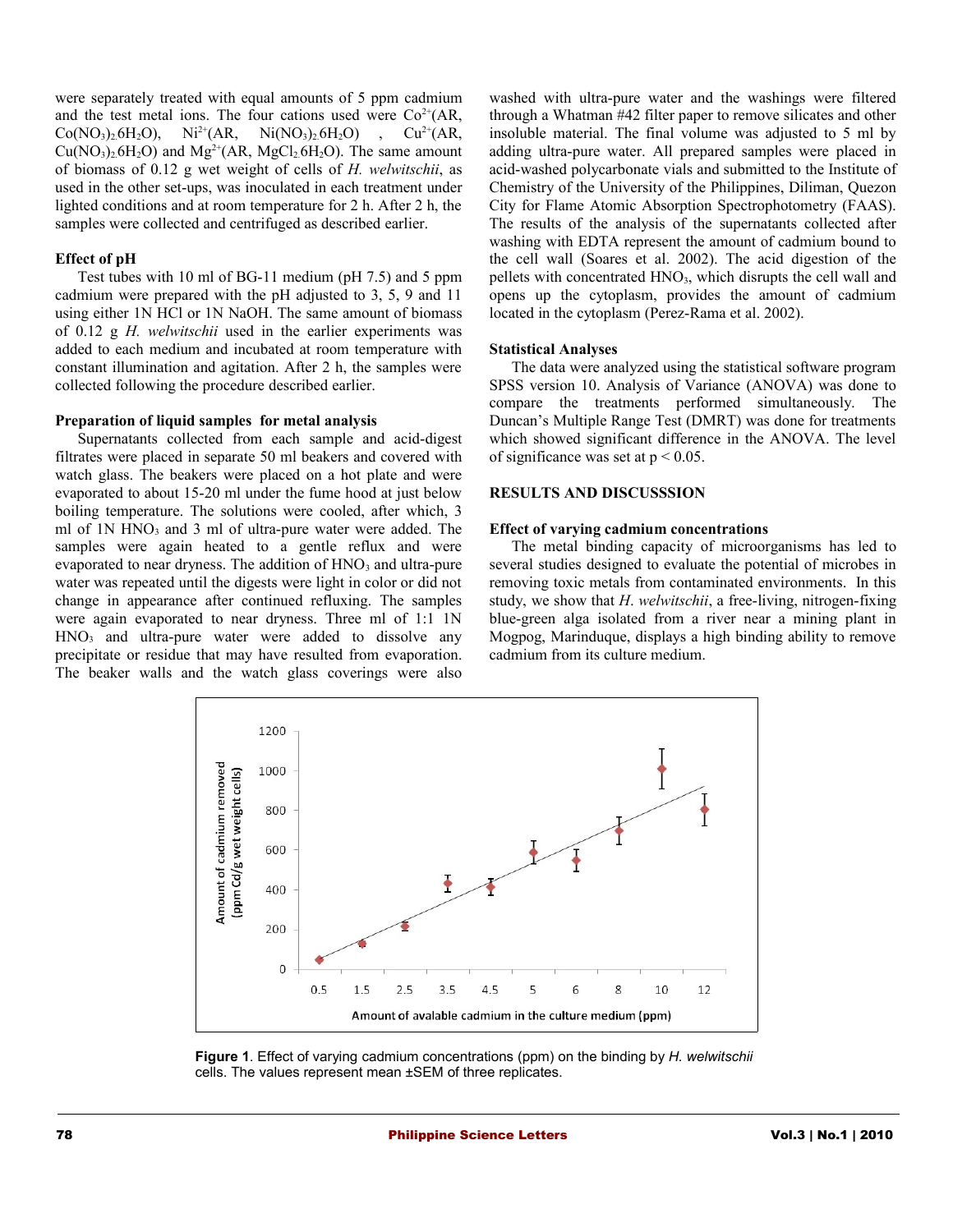were separately treated with equal amounts of 5 ppm cadmium and the test metal ions. The four cations used were $Co^{2+}$(AR, $Co(NO_3)_2.6H_2O$), $Ni^{2+}$(AR, $Ni(NO_3)_2.6H_2O$) , $Cu^{2+}$(AR, $Cu(NO_3)_2.6H_2O$) and $Mg^{2+}$(AR, $MgCl_2.6H_2O$). The same amount of biomass of 0.12 g wet weight of cells of *H. welwitschii*, as used in the other set-ups, was inoculated in each treatment under lighted conditions and at room temperature for 2 h. After 2 h, the samples were collected and centrifuged as described earlier.

**Effect of pH**

Test tubes with 10 ml of BG-11 medium (pH 7.5) and 5 ppm cadmium were prepared with the pH adjusted to 3, 5, 9 and 11 using either 1N HCl or 1N NaOH. The same amount of biomass of 0.12 g *H. welwitschii* used in the earlier experiments was added to each medium and incubated at room temperature with constant illumination and agitation. After 2 h, the samples were collected following the procedure described earlier.

**Preparation of liquid samples for metal analysis**

Supernatants collected from each sample and acid-digest filtrates were placed in separate 50 ml beakers and covered with watch glass. The beakers were placed on a hot plate and were evaporated to about 15-20 ml under the fume hood at just below boiling temperature. The solutions were cooled, after which, 3 ml of 1N $HNO_3$ and 3 ml of ultra-pure water were added. The samples were again heated to a gentle reflux and were evaporated to near dryness. The addition of $HNO_3$ and ultra-pure water was repeated until the digests were light in color or did not change in appearance after continued refluxing. The samples were again evaporated to near dryness. Three ml of 1:1 1N $HNO_3$ and ultra-pure water were added to dissolve any precipitate or residue that may have resulted from evaporation. The beaker walls and the watch glass coverings were also washed with ultra-pure water and the washings were filtered through a Whatman #42 filter paper to remove silicates and other insoluble material. The final volume was adjusted to 5 ml by adding ultra-pure water. All prepared samples were placed in acid-washed polycarbonate vials and submitted to the Institute of Chemistry of the University of the Philippines, Diliman, Quezon City for Flame Atomic Absorption Spectrophotometry (FAAS). The results of the analysis of the supernatants collected after washing with EDTA represent the amount of cadmium bound to the cell wall (Soares et al. 2002). The acid digestion of the pellets with concentrated $HNO_3$, which disrupts the cell wall and opens up the cytoplasm, provides the amount of cadmium located in the cytoplasm (Perez-Rama et al. 2002).

**Statistical Analyses**

The data were analyzed using the statistical software program SPSS version 10. Analysis of Variance (ANOVA) was done to compare the treatments performed simultaneously. The Duncan's Multiple Range Test (DMRT) was done for treatments which showed significant difference in the ANOVA. The level of significance was set at $p < 0.05$.

## RESULTS AND DISCUSSSION

**Effect of varying cadmium concentrations**

The metal binding capacity of microorganisms has led to several studies designed to evaluate the potential of microbes in removing toxic metals from contaminated environments. In this study, we show that *H. welwitschii*, a free-living, nitrogen-fixing blue-green alga isolated from a river near a mining plant in Mogpog, Marinduque, displays a high binding ability to remove cadmium from its culture medium.

**Figure 1**. Effect of varying cadmium concentrations (ppm) on the binding by *H. welwitschii* cells. The values represent mean ±SEM of three replicates.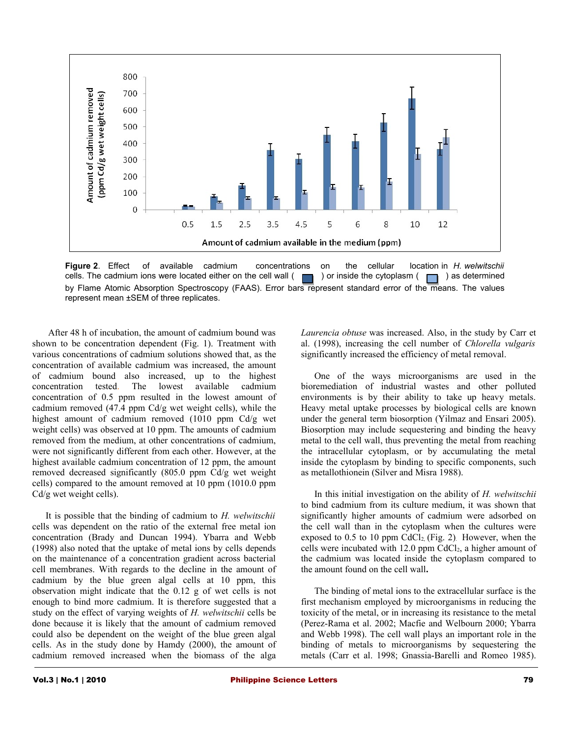**Figure 2**. Effect of available cadmium concentrations on the cellular location in *H. welwitschii* cells. The cadmium ions were located either on the cell wall ( ) or inside the cytoplasm ( ) as determined by Flame Atomic Absorption Spectroscopy (FAAS). Error bars represent standard error of the means. The values represent mean ±SEM of three replicates.

After 48 h of incubation, the amount of cadmium bound was shown to be concentration dependent (Fig. 1). Treatment with various concentrations of cadmium solutions showed that, as the concentration of available cadmium was increased, the amount of cadmium bound also increased, up to the highest concentration tested. The lowest available cadmium concentration of 0.5 ppm resulted in the lowest amount of cadmium removed (47.4 ppm Cd/g wet weight cells), while the highest amount of cadmium removed (1010 ppm Cd/g wet weight cells) was observed at 10 ppm. The amounts of cadmium removed from the medium, at other concentrations of cadmium, were not significantly different from each other. However, at the highest available cadmium concentration of 12 ppm, the amount removed decreased significantly (805.0 ppm Cd/g wet weight cells) compared to the amount removed at 10 ppm (1010.0 ppm Cd/g wet weight cells).

It is possible that the binding of cadmium to *H. welwitschii* cells was dependent on the ratio of the external free metal ion concentration (Brady and Duncan 1994). Ybarra and Webb (1998) also noted that the uptake of metal ions by cells depends on the maintenance of a concentration gradient across bacterial cell membranes. With regards to the decline in the amount of cadmium by the blue green algal cells at 10 ppm, this observation might indicate that the 0.12 g of wet cells is not enough to bind more cadmium. It is therefore suggested that a study on the effect of varying weights of *H. welwitschii* cells be done because it is likely that the amount of cadmium removed could also be dependent on the weight of the blue green algal cells. As in the study done by Hamdy (2000), the amount of cadmium removed increased when the biomass of the alga *Laurencia obtuse* was increased. Also, in the study by Carr et al. (1998), increasing the cell number of *Chlorella vulgaris* significantly increased the efficiency of metal removal.

One of the ways microorganisms are used in the bioremediation of industrial wastes and other polluted environments is by their ability to take up heavy metals. Heavy metal uptake processes by biological cells are known under the general term biosorption (Yilmaz and Ensari 2005). Biosorption may include sequestering and binding the heavy metal to the cell wall, thus preventing the metal from reaching the intracellular cytoplasm, or by accumulating the metal inside the cytoplasm by binding to specific components, such as metallothionein (Silver and Misra 1988).

In this initial investigation on the ability of *H. welwitschii* to bind cadmium from its culture medium, it was shown that significantly higher amounts of cadmium were adsorbed on the cell wall than in the cytoplasm when the cultures were exposed to 0.5 to 10 ppm $CdCl_2$ (Fig. 2). However, when the cells were incubated with 12.0 ppm $CdCl_2$, a higher amount of the cadmium was located inside the cytoplasm compared to the amount found on the cell wall.

The binding of metal ions to the extracellular surface is the first mechanism employed by microorganisms in reducing the toxicity of the metal, or in increasing its resistance to the metal (Perez-Rama et al. 2002; Macfie and Welbourn 2000; Ybarra and Webb 1998). The cell wall plays an important role in the binding of metals to microorganisms by sequestering the metals (Carr et al. 1998; Gnassia-Barelli and Romeo 1985).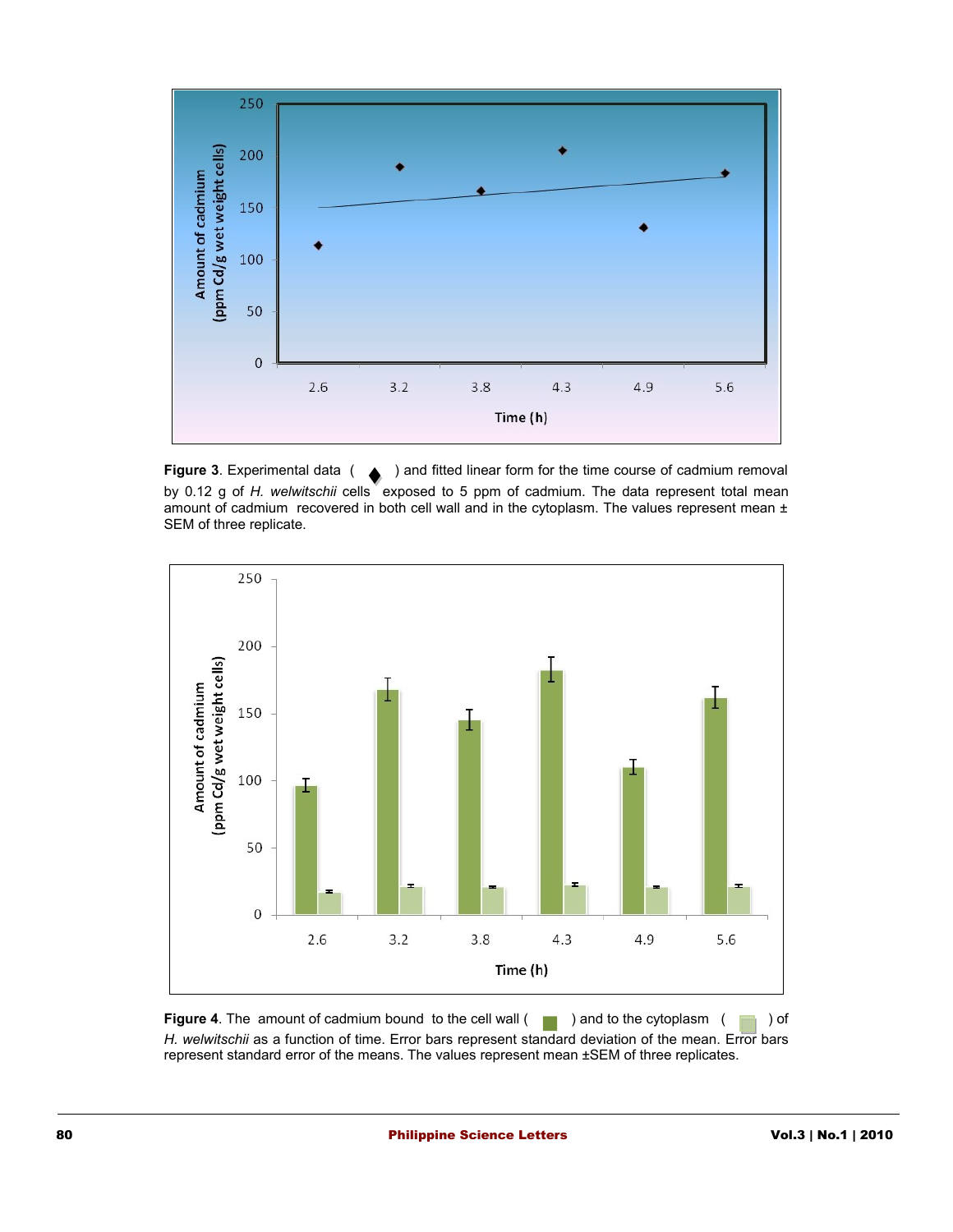**Figure 3**. Experimental data ( ◆ ) and fitted linear form for the time course of cadmium removal by 0.12 g of *H. welwitschii* cells exposed to 5 ppm of cadmium. The data represent total mean amount of cadmium recovered in both cell wall and in the cytoplasm. The values represent mean ± SEM of three replicate.

**Figure 4**. The amount of cadmium bound to the cell wall ( ■ ) and to the cytoplasm ( ■ ) of *H. welwitschii* as a function of time. Error bars represent standard deviation of the mean. Error bars represent standard error of the means. The values represent mean ±SEM of three replicates.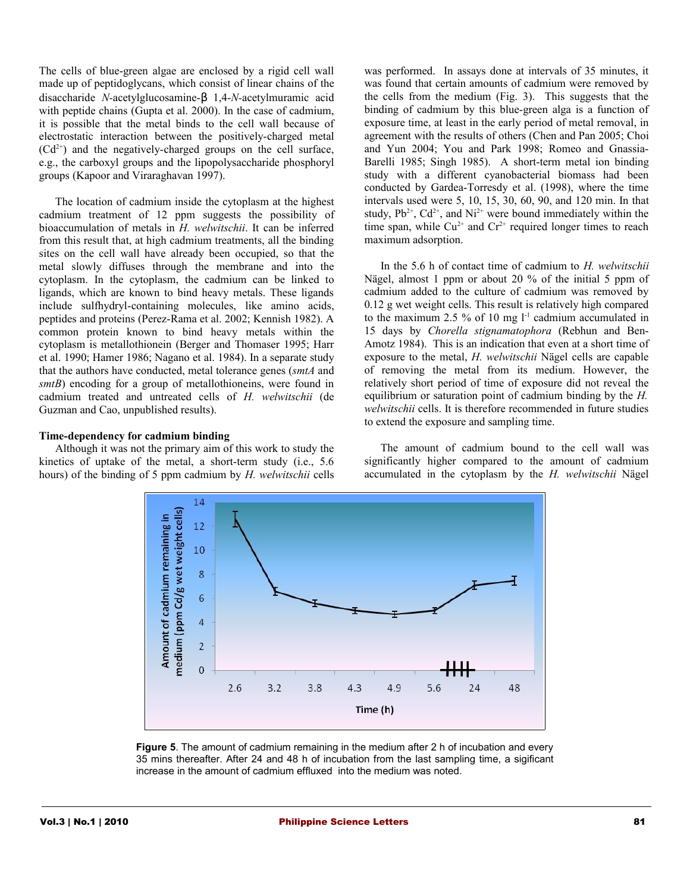The cells of blue-green algae are enclosed by a rigid cell wall made up of peptidoglycans, which consist of linear chains of the disaccharide *N*-acetylglucosamine-β 1,4-*N*-acetylmuramic acid with peptide chains (Gupta et al. 2000). In the case of cadmium, it is possible that the metal binds to the cell wall because of electrostatic interaction between the positively-charged metal ($Cd^{2+}$) and the negatively-charged groups on the cell surface, e.g., the carboxyl groups and the lipopolysaccharide phosphoryl groups (Kapoor and Viraraghavan 1997).

The location of cadmium inside the cytoplasm at the highest cadmium treatment of 12 ppm suggests the possibility of bioaccumulation of metals in *H. welwitschii*. It can be inferred from this result that, at high cadmium treatments, all the binding sites on the cell wall have already been occupied, so that the metal slowly diffuses through the membrane and into the cytoplasm. In the cytoplasm, the cadmium can be linked to ligands, which are known to bind heavy metals. These ligands include sulfhydryl-containing molecules, like amino acids, peptides and proteins (Perez-Rama et al. 2002; Kennish 1982). A common protein known to bind heavy metals within the cytoplasm is metallothionein (Berger and Thomaser 1995; Harr et al. 1990; Hamer 1986; Nagano et al. 1984). In a separate study that the authors have conducted, metal tolerance genes (*smtA* and *smtB*) encoding for a group of metallothioneins, were found in cadmium treated and untreated cells of *H. welwitschii* (de Guzman and Cao, unpublished results).

**Time-dependency for cadmium binding**

Although it was not the primary aim of this work to study the kinetics of uptake of the metal, a short-term study (i.e., 5.6 hours) of the binding of 5 ppm cadmium by *H. welwitschii* cells was performed. In assays done at intervals of 35 minutes, it was found that certain amounts of cadmium were removed by the cells from the medium (Fig. 3). This suggests that the binding of cadmium by this blue-green alga is a function of exposure time, at least in the early period of metal removal, in agreement with the results of others (Chen and Pan 2005; Choi and Yun 2004; You and Park 1998; Romeo and Gnassia-Barelli 1985; Singh 1985). A short-term metal ion binding study with a different cyanobacterial biomass had been conducted by Gardea-Torresdy et al. (1998), where the time intervals used were 5, 10, 15, 30, 60, 90, and 120 min. In that study, $Pb^{2+}$, $Cd^{2+}$, and $Ni^{2+}$ were bound immediately within the time span, while $Cu^{2+}$ and $Cr^{2+}$ required longer times to reach maximum adsorption.

In the 5.6 h of contact time of cadmium to *H. welwitschii* Nägel, almost 1 ppm or about 20 % of the initial 5 ppm of cadmium added to the culture of cadmium was removed by 0.12 g wet weight cells. This result is relatively high compared to the maximum 2.5 % of 10 mg $l^{-1}$ cadmium accumulated in 15 days by *Chorella stignamatophora* (Rebhun and Ben-Amotz 1984). This is an indication that even at a short time of exposure to the metal, *H. welwitschii* Nägel cells are capable of removing the metal from its medium. However, the relatively short period of time of exposure did not reveal the equilibrium or saturation point of cadmium binding by the *H. welwitschii* cells. It is therefore recommended in future studies to extend the exposure and sampling time.

The amount of cadmium bound to the cell wall was significantly higher compared to the amount of cadmium accumulated in the cytoplasm by the *H. welwitschii* Nägel

**Figure 5**. The amount of cadmium remaining in the medium after 2 h of incubation and every 35 mins thereafter. After 24 and 48 h of incubation from the last sampling time, a sigficant increase in the amount of cadmium effluxed into the medium was noted.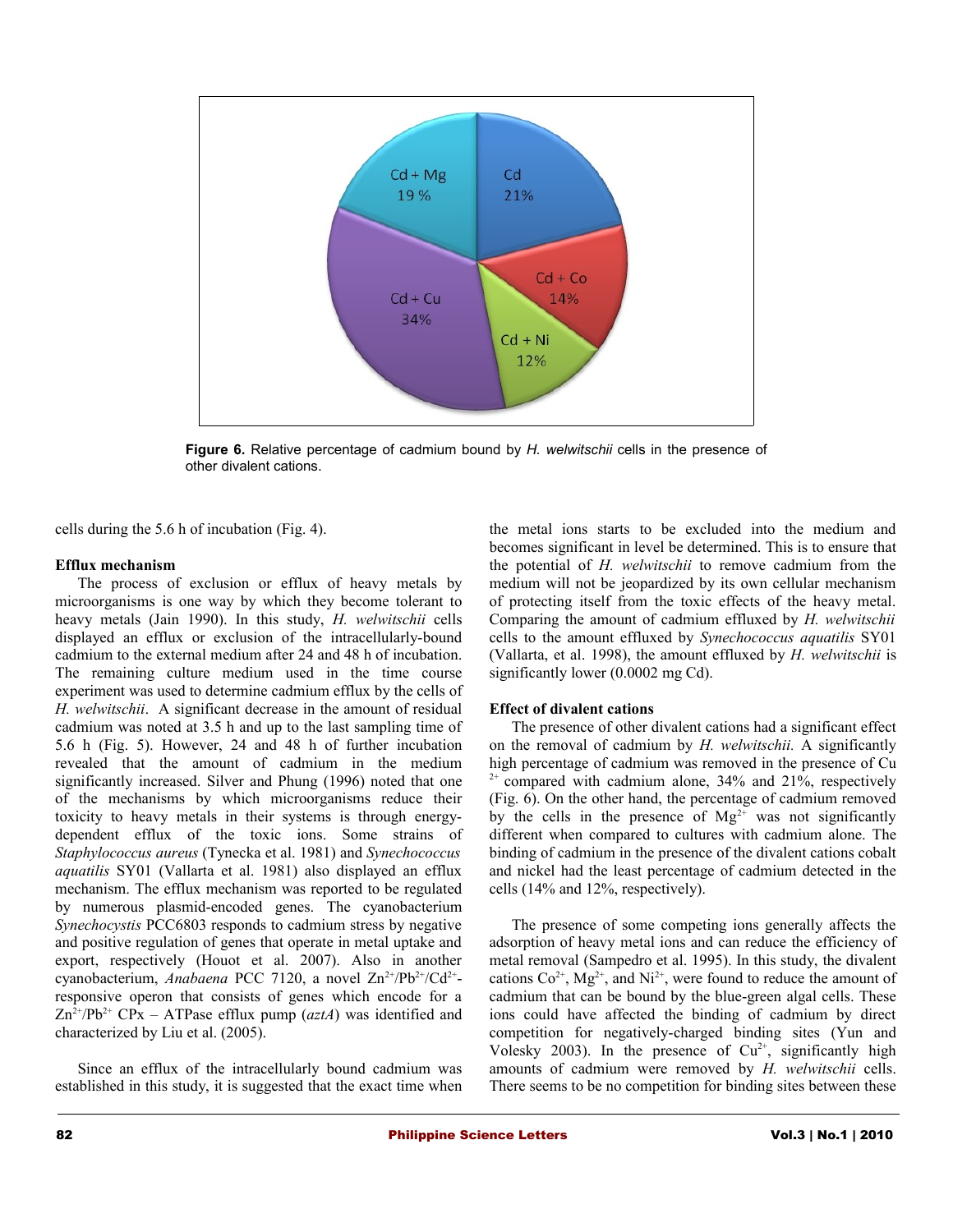**Figure 6.** Relative percentage of cadmium bound by *H. welwitschii* cells in the presence of other divalent cations.

cells during the 5.6 h of incubation (Fig. 4).

**Efflux mechanism**

The process of exclusion or efflux of heavy metals by microorganisms is one way by which they become tolerant to heavy metals (Jain 1990). In this study, *H. welwitschii* cells displayed an efflux or exclusion of the intracellularly-bound cadmium to the external medium after 24 and 48 h of incubation. The remaining culture medium used in the time course experiment was used to determine cadmium efflux by the cells of *H. welwitschii*. A significant decrease in the amount of residual cadmium was noted at 3.5 h and up to the last sampling time of 5.6 h (Fig. 5). However, 24 and 48 h of further incubation revealed that the amount of cadmium in the medium significantly increased. Silver and Phung (1996) noted that one of the mechanisms by which microorganisms reduce their toxicity to heavy metals in their systems is through energy-dependent efflux of the toxic ions. Some strains of *Staphylococcus aureus* (Tynecka et al. 1981) and *Synechococcus aquatilis* SY01 (Vallarta et al. 1981) also displayed an efflux mechanism. The efflux mechanism was reported to be regulated by numerous plasmid-encoded genes. The cyanobacterium *Synechocystis* PCC6803 responds to cadmium stress by negative and positive regulation of genes that operate in metal uptake and export, respectively (Houot et al. 2007). Also in another cyanobacterium, *Anabaena* PCC 7120, a novel $Zn^{2+}/Pb^{2+}/Cd^{2+}$-responsive operon that consists of genes which encode for a $Zn^{2+}/Pb^{2+}$ CPx – ATPase efflux pump (*aztA*) was identified and characterized by Liu et al. (2005).

Since an efflux of the intracellularly bound cadmium was established in this study, it is suggested that the exact time when the metal ions starts to be excluded into the medium and becomes significant in level be determined. This is to ensure that the potential of *H. welwitschii* to remove cadmium from the medium will not be jeopardized by its own cellular mechanism of protecting itself from the toxic effects of the heavy metal. Comparing the amount of cadmium effluxed by *H. welwitschii* cells to the amount effluxed by *Synechococcus aquatilis* SY01 (Vallarta, et al. 1998), the amount effluxed by *H. welwitschii* is significantly lower (0.0002 mg Cd).

**Effect of divalent cations**

The presence of other divalent cations had a significant effect on the removal of cadmium by *H. welwitschii.* A significantly high percentage of cadmium was removed in the presence of $Cu^{2+}$ compared with cadmium alone, 34% and 21%, respectively (Fig. 6). On the other hand, the percentage of cadmium removed by the cells in the presence of $Mg^{2+}$ was not significantly different when compared to cultures with cadmium alone. The binding of cadmium in the presence of the divalent cations cobalt and nickel had the least percentage of cadmium detected in the cells (14% and 12%, respectively).

The presence of some competing ions generally affects the adsorption of heavy metal ions and can reduce the efficiency of metal removal (Sampedro et al. 1995). In this study, the divalent cations $Co^{2+}$, $Mg^{2+}$, and $Ni^{2+}$, were found to reduce the amount of cadmium that can be bound by the blue-green algal cells. These ions could have affected the binding of cadmium by direct competition for negatively-charged binding sites (Yun and Volesky 2003). In the presence of $Cu^{2+}$, significantly high amounts of cadmium were removed by *H. welwitschii* cells. There seems to be no competition for binding sites between these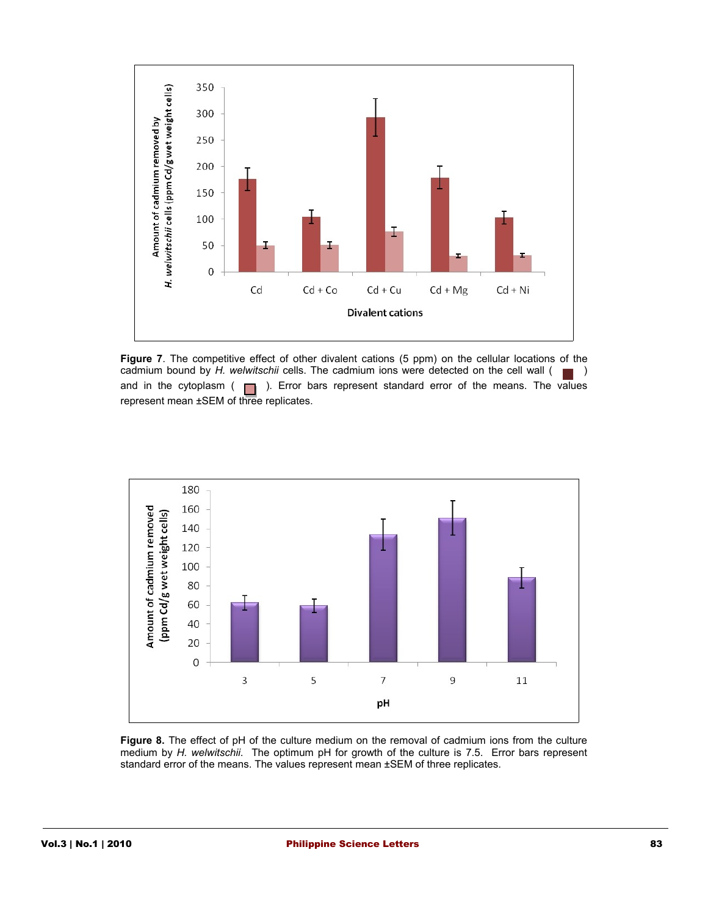**Figure 7**. The competitive effect of other divalent cations (5 ppm) on the cellular locations of the cadmium bound by *H. welwitschii* cells. The cadmium ions were detected on the cell wall ( ■ ) and in the cytoplasm ( □ ). Error bars represent standard error of the means. The values represent mean ±SEM of three replicates.

**Figure 8.** The effect of pH of the culture medium on the removal of cadmium ions from the culture medium by *H. welwitschii*. The optimum pH for growth of the culture is 7.5. Error bars represent standard error of the means. The values represent mean ±SEM of three replicates.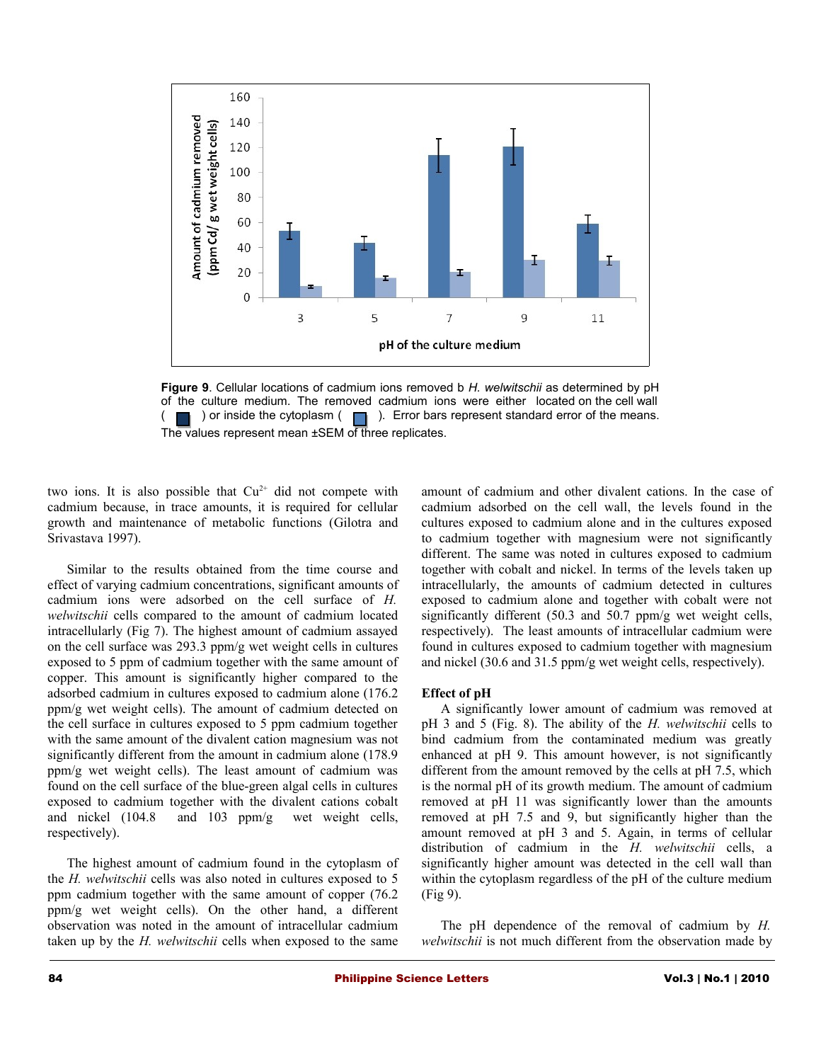Figure 9. Cellular locations of cadmium ions removed b *H. welwitschii* as determined by pH of the culture medium. The removed cadmium ions were either located on the cell wall ( ■ ) or inside the cytoplasm ( ■ ). Error bars represent standard error of the means. The values represent mean ±SEM of three replicates.

two ions. It is also possible that $Cu^{2+}$ did not compete with cadmium because, in trace amounts, it is required for cellular growth and maintenance of metabolic functions (Gilotra and Srivastava 1997).

Similar to the results obtained from the time course and effect of varying cadmium concentrations, significant amounts of cadmium ions were adsorbed on the cell surface of *H. welwitschii* cells compared to the amount of cadmium located intracellularly (Fig 7). The highest amount of cadmium assayed on the cell surface was 293.3 ppm/g wet weight cells in cultures exposed to 5 ppm of cadmium together with the same amount of copper. This amount is significantly higher compared to the adsorbed cadmium in cultures exposed to cadmium alone (176.2 ppm/g wet weight cells). The amount of cadmium detected on the cell surface in cultures exposed to 5 ppm cadmium together with the same amount of the divalent cation magnesium was not significantly different from the amount in cadmium alone (178.9 ppm/g wet weight cells). The least amount of cadmium was found on the cell surface of the blue-green algal cells in cultures exposed to cadmium together with the divalent cations cobalt and nickel (104.8 and 103 ppm/g wet weight cells, respectively).

The highest amount of cadmium found in the cytoplasm of the *H. welwitschii* cells was also noted in cultures exposed to 5 ppm cadmium together with the same amount of copper (76.2 ppm/g wet weight cells). On the other hand, a different observation was noted in the amount of intracellular cadmium taken up by the *H. welwitschii* cells when exposed to the same amount of cadmium and other divalent cations. In the case of cadmium adsorbed on the cell wall, the levels found in the cultures exposed to cadmium alone and in the cultures exposed to cadmium together with magnesium were not significantly different. The same was noted in cultures exposed to cadmium together with cobalt and nickel. In terms of the levels taken up intracellularly, the amounts of cadmium detected in cultures exposed to cadmium alone and together with cobalt were not significantly different (50.3 and 50.7 ppm/g wet weight cells, respectively). The least amounts of intracellular cadmium were found in cultures exposed to cadmium together with magnesium and nickel (30.6 and 31.5 ppm/g wet weight cells, respectively).

### Effect of pH

A significantly lower amount of cadmium was removed at pH 3 and 5 (Fig. 8). The ability of the *H. welwitschii* cells to bind cadmium from the contaminated medium was greatly enhanced at pH 9. This amount however, is not significantly different from the amount removed by the cells at pH 7.5, which is the normal pH of its growth medium. The amount of cadmium removed at pH 11 was significantly lower than the amounts removed at pH 7.5 and 9, but significantly higher than the amount removed at pH 3 and 5. Again, in terms of cellular distribution of cadmium in the *H. welwitschii* cells, a significantly higher amount was detected in the cell wall than within the cytoplasm regardless of the pH of the culture medium (Fig 9).

The pH dependence of the removal of cadmium by *H. welwitschii* is not much different from the observation made by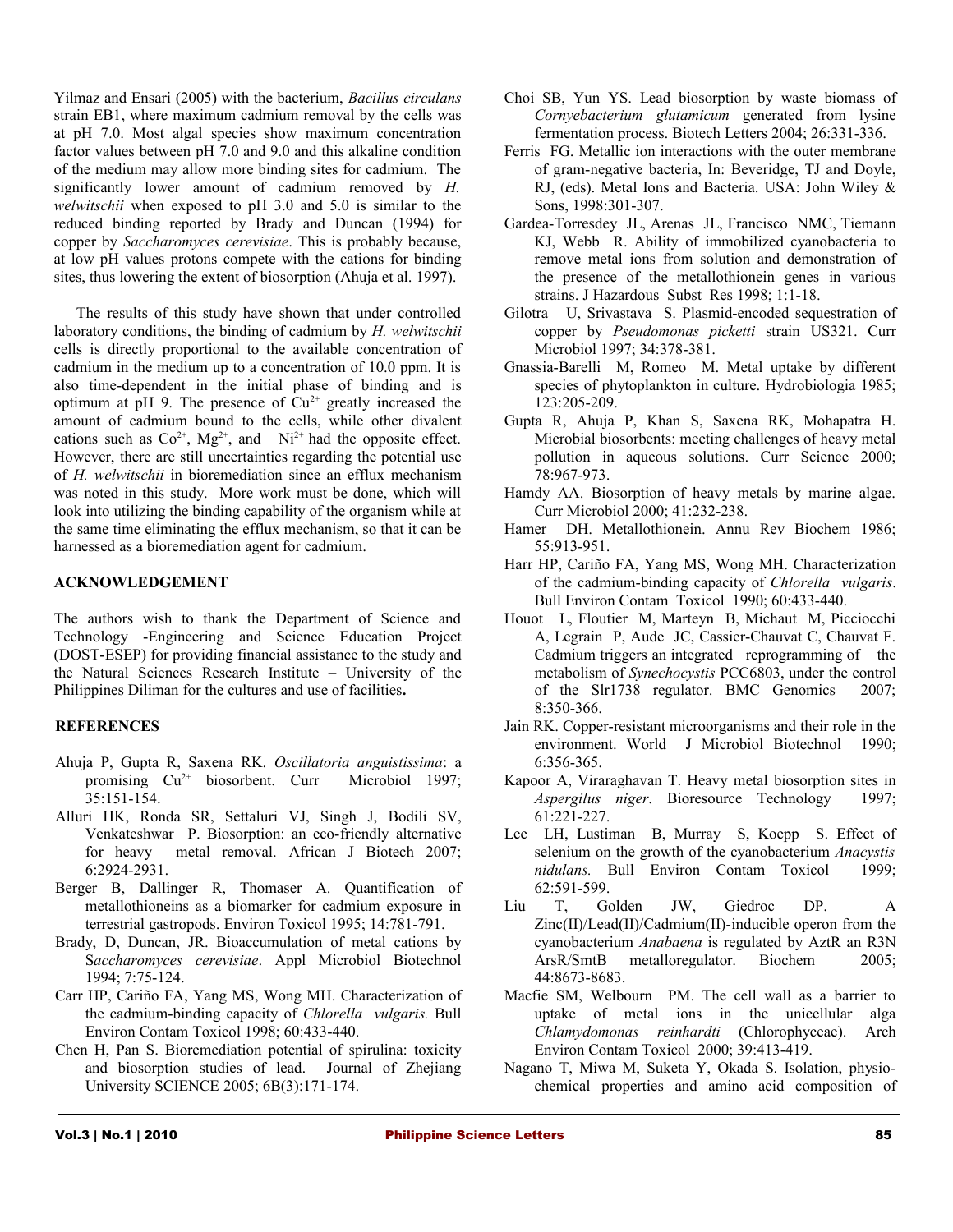Yilmaz and Ensari (2005) with the bacterium, *Bacillus circulans* strain EB1, where maximum cadmium removal by the cells was at pH 7.0. Most algal species show maximum concentration factor values between pH 7.0 and 9.0 and this alkaline condition of the medium may allow more binding sites for cadmium. The significantly lower amount of cadmium removed by *H. welwitschii* when exposed to pH 3.0 and 5.0 is similar to the reduced binding reported by Brady and Duncan (1994) for copper by *Saccharomyces cerevisiae*. This is probably because, at low pH values protons compete with the cations for binding sites, thus lowering the extent of biosorption (Ahuja et al. 1997).

The results of this study have shown that under controlled laboratory conditions, the binding of cadmium by *H. welwitschii* cells is directly proportional to the available concentration of cadmium in the medium up to a concentration of 10.0 ppm. It is also time-dependent in the initial phase of binding and is optimum at pH 9. The presence of $Cu^{2+}$ greatly increased the amount of cadmium bound to the cells, while other divalent cations such as $Co^{2+}$, $Mg^{2+}$, and $Ni^{2+}$ had the opposite effect. However, there are still uncertainties regarding the potential use of *H. welwitschii* in bioremediation since an efflux mechanism was noted in this study. More work must be done, which will look into utilizing the binding capability of the organism while at the same time eliminating the efflux mechanism, so that it can be harnessed as a bioremediation agent for cadmium.

## ACKNOWLEDGEMENT

The authors wish to thank the Department of Science and Technology -Engineering and Science Education Project (DOST-ESEP) for providing financial assistance to the study and the Natural Sciences Research Institute – University of the Philippines Diliman for the cultures and use of facilities**.**

## REFERENCES

Ahuja P, Gupta R, Saxena RK. *Oscillatoria anguistissima*: a promising $Cu^{2+}$ biosorbent. Curr Microbiol 1997; 35:151-154.

Alluri HK, Ronda SR, Settaluri VJ, Singh J, Bodili SV, Venkateshwar P. Biosorption: an eco-friendly alternative for heavy metal removal. African J Biotech 2007; 6:2924-2931.

Berger B, Dallinger R, Thomaser A. Quantification of metallothioneins as a biomarker for cadmium exposure in terrestrial gastropods. Environ Toxicol 1995; 14:781-791.

Brady, D, Duncan, JR. Bioaccumulation of metal cations by S*accharomyces cerevisiae*. Appl Microbiol Biotechnol 1994; 7:75-124.

Carr HP, Cariño FA, Yang MS, Wong MH. Characterization of the cadmium-binding capacity of *Chlorella vulgaris.* Bull Environ Contam Toxicol 1998; 60:433-440.

Chen H, Pan S. Bioremediation potential of spirulina: toxicity and biosorption studies of lead. Journal of Zhejiang University SCIENCE 2005; 6B(3):171-174.

Choi SB, Yun YS. Lead biosorption by waste biomass of *Cornyebacterium glutamicum* generated from lysine fermentation process. Biotech Letters 2004; 26:331-336.

Ferris FG. Metallic ion interactions with the outer membrane of gram-negative bacteria, In: Beveridge, TJ and Doyle, RJ, (eds). Metal Ions and Bacteria. USA: John Wiley & Sons, 1998:301-307.

Gardea-Torresdey JL, Arenas JL, Francisco NMC, Tiemann KJ, Webb R. Ability of immobilized cyanobacteria to remove metal ions from solution and demonstration of the presence of the metallothionein genes in various strains. J Hazardous Subst Res 1998; 1:1-18.

Gilotra U, Srivastava S. Plasmid-encoded sequestration of copper by *Pseudomonas picketti* strain US321. Curr Microbiol 1997; 34:378-381.

Gnassia-Barelli M, Romeo M. Metal uptake by different species of phytoplankton in culture. Hydrobiologia 1985; 123:205-209.

Gupta R, Ahuja P, Khan S, Saxena RK, Mohapatra H. Microbial biosorbents: meeting challenges of heavy metal pollution in aqueous solutions. Curr Science 2000; 78:967-973.

Hamdy AA. Biosorption of heavy metals by marine algae. Curr Microbiol 2000; 41:232-238.

Hamer DH. Metallothionein. Annu Rev Biochem 1986; 55:913-951.

Harr HP, Cariño FA, Yang MS, Wong MH. Characterization of the cadmium-binding capacity of *Chlorella vulgaris*. Bull Environ Contam Toxicol 1990; 60:433-440.

Houot L, Floutier M, Marteyn B, Michaut M, Picciocchi A, Legrain P, Aude JC, Cassier-Chauvat C, Chauvat F. Cadmium triggers an integrated reprogramming of the metabolism of *Synechocystis* PCC6803, under the control of the Slr1738 regulator. BMC Genomics 2007; 8:350-366.

Jain RK. Copper-resistant microorganisms and their role in the environment. World J Microbiol Biotechnol 1990; 6:356-365.

Kapoor A, Viraraghavan T. Heavy metal biosorption sites in *Aspergillus niger*. Bioresource Technology 1997; 61:221-227.

Lee LH, Lustiman B, Murray S, Koepp S. Effect of selenium on the growth of the cyanobacterium *Anacystis nidulans.* Bull Environ Contam Toxicol 1999; 62:591-599.

Liu T, Golden JW, Giedroc DP. A Zinc(II)/Lead(II)/Cadmium(II)-inducible operon from the cyanobacterium *Anabaena* is regulated by AztR an R3N ArsR/SmtB metalloregulator. Biochem 2005; 44:8673-8683.

Macfie SM, Welbourn PM. The cell wall as a barrier to uptake of metal ions in the unicellular alga *Chlamydomonas reinhardti* (Chlorophyceae). Arch Environ Contam Toxicol 2000; 39:413-419.

Nagano T, Miwa M, Suketa Y, Okada S. Isolation, physio-chemical properties and amino acid composition of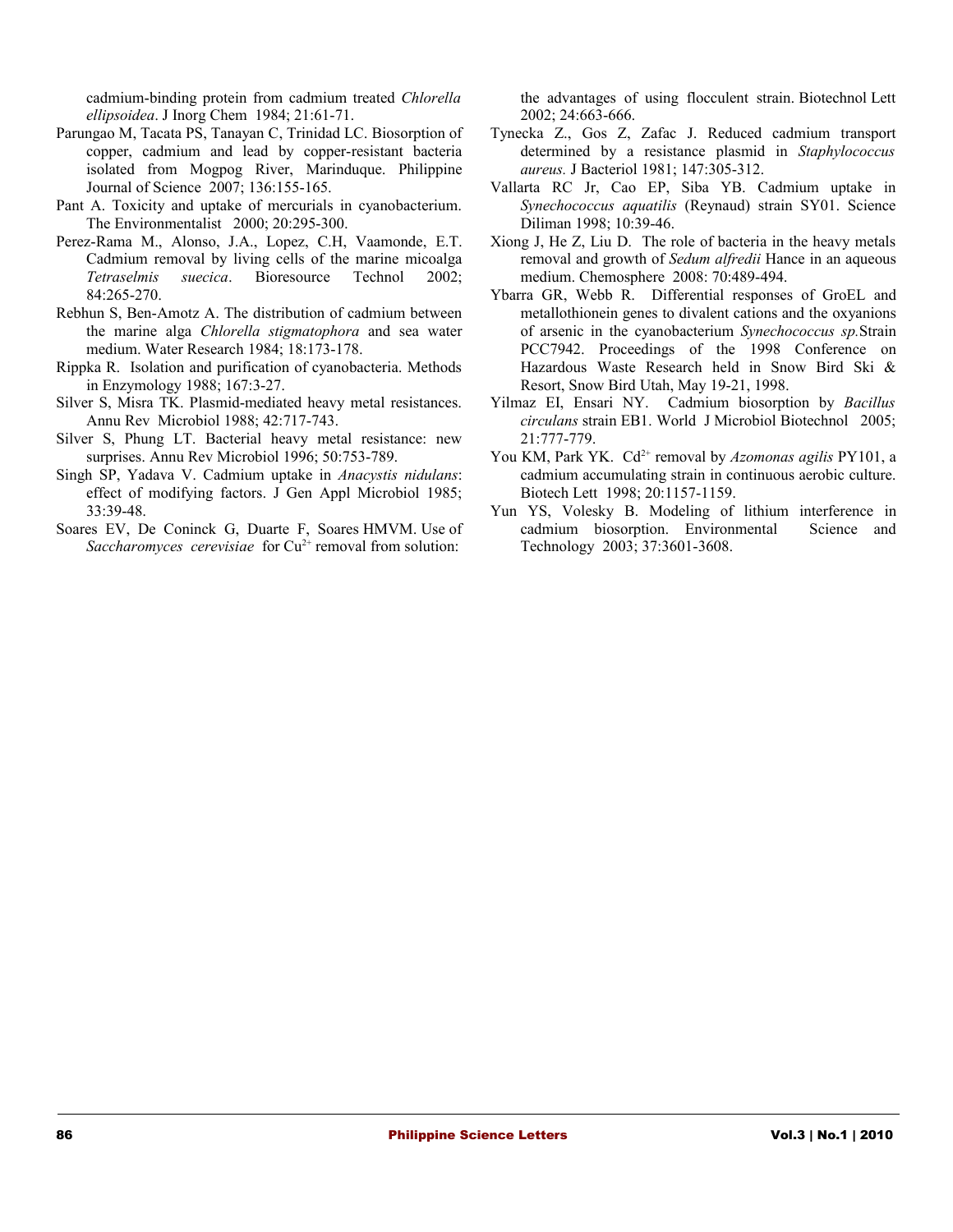cadmium-binding protein from cadmium treated *Chlorella ellipsoidea*. J Inorg Chem 1984; 21:61-71.

Parungao M, Tacata PS, Tanayan C, Trinidad LC. Biosorption of copper, cadmium and lead by copper-resistant bacteria isolated from Mogpog River, Marinduque. Philippine Journal of Science 2007; 136:155-165.

Pant A. Toxicity and uptake of mercurials in cyanobacterium. The Environmentalist 2000; 20:295-300.

Perez-Rama M., Alonso, J.A., Lopez, C.H, Vaamonde, E.T. Cadmium removal by living cells of the marine micoalga *Tetraselmis suecica*. Bioresource Technol 2002; 84:265-270.

Rebhun S, Ben-Amotz A. The distribution of cadmium between the marine alga *Chlorella stigmatophora* and sea water medium. Water Research 1984; 18:173-178.

Rippka R. Isolation and purification of cyanobacteria. Methods in Enzymology 1988; 167:3-27.

Silver S, Misra TK. Plasmid-mediated heavy metal resistances. Annu Rev Microbiol 1988; 42:717-743.

Silver S, Phung LT. Bacterial heavy metal resistance: new surprises. Annu Rev Microbiol 1996; 50:753-789.

Singh SP, Yadava V. Cadmium uptake in *Anacystis nidulans*: effect of modifying factors. J Gen Appl Microbiol 1985; 33:39-48.

Soares EV, De Coninck G, Duarte F, Soares HMVM. Use of *Saccharomyces cerevisiae* for $Cu^{2+}$ removal from solution: the advantages of using flocculent strain. Biotechnol Lett 2002; 24:663-666.

Tynecka Z., Gos Z, Zafac J. Reduced cadmium transport determined by a resistance plasmid in *Staphylococcus aureus.* J Bacteriol 1981; 147:305-312.

Vallarta RC Jr, Cao EP, Siba YB. Cadmium uptake in *Synechococcus aquatilis* (Reynaud) strain SY01. Science Diliman 1998; 10:39-46.

Xiong J, He Z, Liu D. The role of bacteria in the heavy metals removal and growth of *Sedum alfredii* Hance in an aqueous medium. Chemosphere 2008: 70:489-494.

Ybarra GR, Webb R. Differential responses of GroEL and metallothionein genes to divalent cations and the oxyanions of arsenic in the cyanobacterium *Synechococcus sp.* Strain PCC7942. Proceedings of the 1998 Conference on Hazardous Waste Research held in Snow Bird Ski & Resort, Snow Bird Utah, May 19-21, 1998.

Yilmaz EI, Ensari NY. Cadmium biosorption by *Bacillus circulans* strain EB1. World J Microbiol Biotechnol 2005; 21:777-779.

You KM, Park YK. $Cd^{2+}$ removal by *Azomonas agilis* PY101, a cadmium accumulating strain in continuous aerobic culture. Biotech Lett 1998; 20:1157-1159.

Yun YS, Volesky B. Modeling of lithium interference in cadmium biosorption. Environmental Science and Technology 2003; 37:3601-3608.